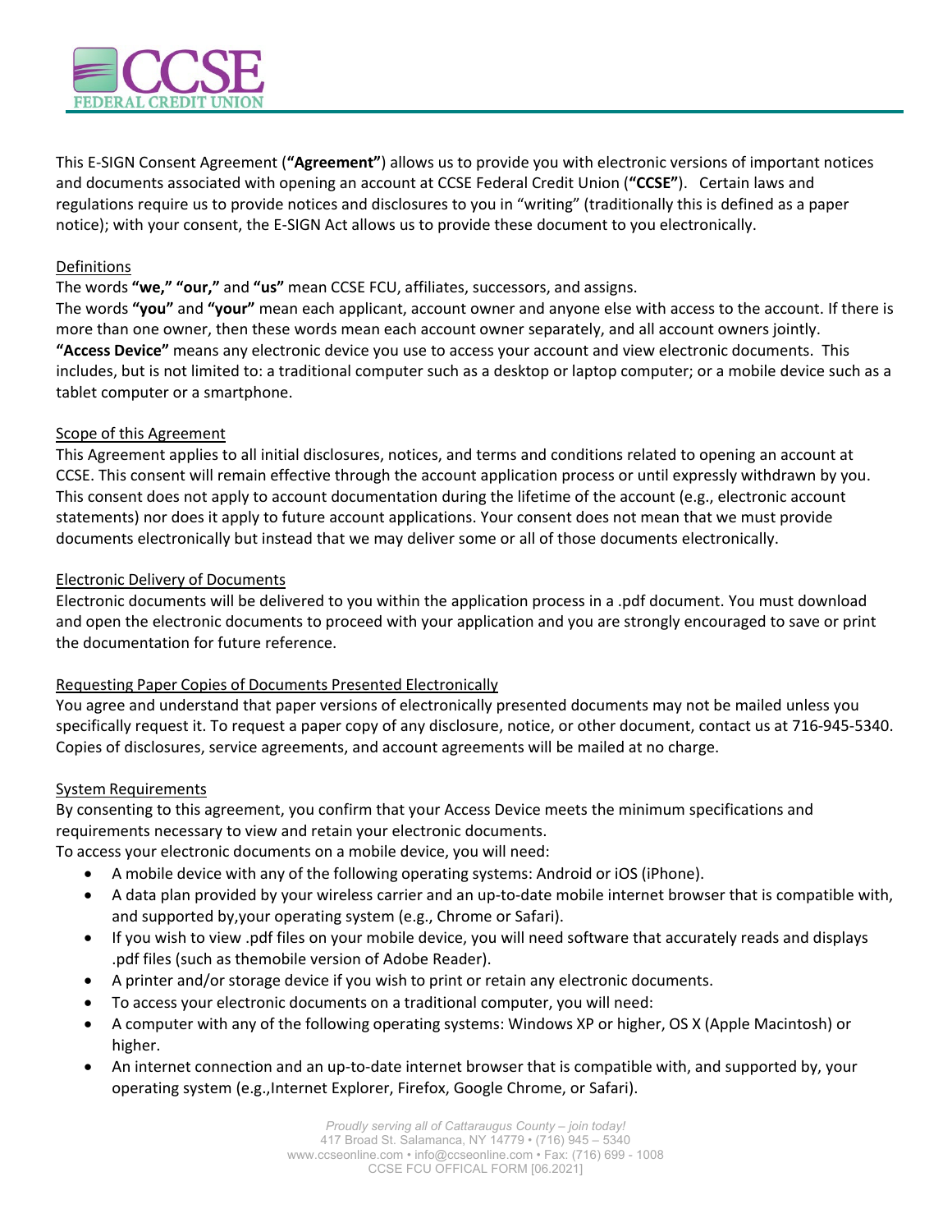# CCSE FEDERAL CREDIT UNION

This E-SIGN Consent Agreement (**"Agreement"**) allows us to provide you with electronic versions of important notices and documents associated with opening an account at CCSE Federal Credit Union (**"CCSE"**). Certain laws and regulations require us to provide notices and disclosures to you in "writing" (traditionally this is defined as a paper notice); with your consent, the E-SIGN Act allows us to provide these document to you electronically.

## Definitions

The words **"we," "our,"** and **"us"** mean CCSE FCU, affiliates, successors, and assigns.

The words **"you"** and **"your"** mean each applicant, account owner and anyone else with access to the account. If there is more than one owner, then these words mean each account owner separately, and all account owners jointly.

**"Access Device"** means any electronic device you use to access your account and view electronic documents. This includes, but is not limited to: a traditional computer such as a desktop or laptop computer; or a mobile device such as a tablet computer or a smartphone.

## Scope of this Agreement

This Agreement applies to all initial disclosures, notices, and terms and conditions related to opening an account at CCSE. This consent will remain effective through the account application process or until expressly withdrawn by you. This consent does not apply to account documentation during the lifetime of the account (e.g., electronic account statements) nor does it apply to future account applications. Your consent does not mean that we must provide documents electronically but instead that we may deliver some or all of those documents electronically.

## Electronic Delivery of Documents

Electronic documents will be delivered to you within the application process in a .pdf document. You must download and open the electronic documents to proceed with your application and you are strongly encouraged to save or print the documentation for future reference.

## Requesting Paper Copies of Documents Presented Electronically

You agree and understand that paper versions of electronically presented documents may not be mailed unless you specifically request it. To request a paper copy of any disclosure, notice, or other document, contact us at 716-945-5340. Copies of disclosures, service agreements, and account agreements will be mailed at no charge.

## System Requirements

By consenting to this agreement, you confirm that your Access Device meets the minimum specifications and requirements necessary to view and retain your electronic documents.

To access your electronic documents on a mobile device, you will need:

- A mobile device with any of the following operating systems: Android or iOS (iPhone).
- A data plan provided by your wireless carrier and an up-to-date mobile internet browser that is compatible with, and supported by,your operating system (e.g., Chrome or Safari).
- If you wish to view .pdf files on your mobile device, you will need software that accurately reads and displays .pdf files (such as themobile version of Adobe Reader).
- A printer and/or storage device if you wish to print or retain any electronic documents.
- To access your electronic documents on a traditional computer, you will need:
- A computer with any of the following operating systems: Windows XP or higher, OS X (Apple Macintosh) or higher.
- An internet connection and an up-to-date internet browser that is compatible with, and supported by, your operating system (e.g.,Internet Explorer, Firefox, Google Chrome, or Safari).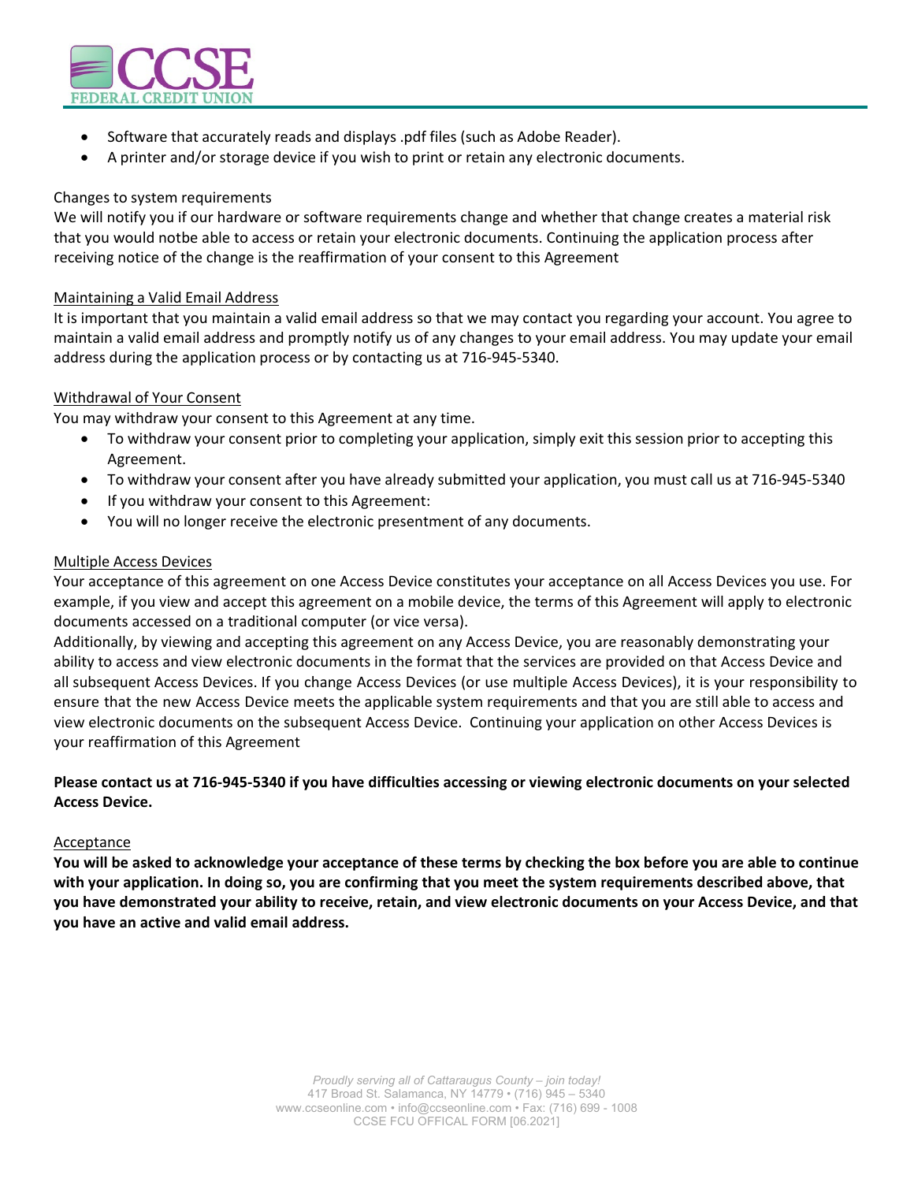- Software that accurately reads and displays .pdf files (such as Adobe Reader).
- A printer and/or storage device if you wish to print or retain any electronic documents.

Changes to system requirements

We will notify you if our hardware or software requirements change and whether that change creates a material risk that you would notbe able to access or retain your electronic documents. Continuing the application process after receiving notice of the change is the reaffirmation of your consent to this Agreement

Maintaining a Valid Email Address

It is important that you maintain a valid email address so that we may contact you regarding your account. You agree to maintain a valid email address and promptly notify us of any changes to your email address. You may update your email address during the application process or by contacting us at 716-945-5340.

Withdrawal of Your Consent

You may withdraw your consent to this Agreement at any time.

- To withdraw your consent prior to completing your application, simply exit this session prior to accepting this Agreement.
- To withdraw your consent after you have already submitted your application, you must call us at 716-945-5340
- If you withdraw your consent to this Agreement:
- You will no longer receive the electronic presentment of any documents.

Multiple Access Devices

Your acceptance of this agreement on one Access Device constitutes your acceptance on all Access Devices you use. For example, if you view and accept this agreement on a mobile device, the terms of this Agreement will apply to electronic documents accessed on a traditional computer (or vice versa).

Additionally, by viewing and accepting this agreement on any Access Device, you are reasonably demonstrating your ability to access and view electronic documents in the format that the services are provided on that Access Device and all subsequent Access Devices. If you change Access Devices (or use multiple Access Devices), it is your responsibility to ensure that the new Access Device meets the applicable system requirements and that you are still able to access and view electronic documents on the subsequent Access Device. Continuing your application on other Access Devices is your reaffirmation of this Agreement

**Please contact us at 716-945-5340 if you have difficulties accessing or viewing electronic documents on your selected Access Device.**

Acceptance

**You will be asked to acknowledge your acceptance of these terms by checking the box before you are able to continue with your application. In doing so, you are confirming that you meet the system requirements described above, that you have demonstrated your ability to receive, retain, and view electronic documents on your Access Device, and that you have an active and valid email address.**